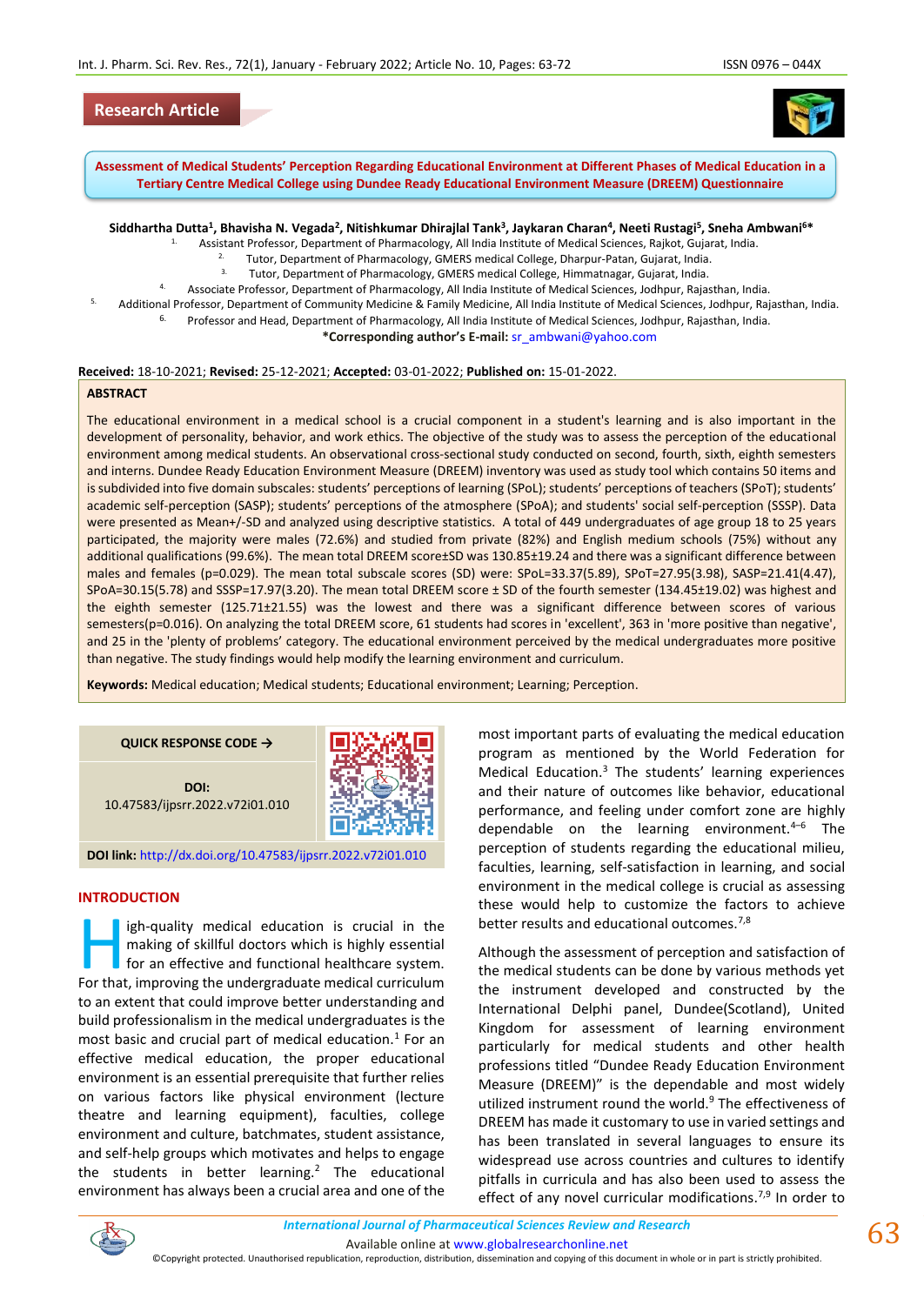Research Article

# Assessment of Medical Students' Perception Regarding Educational Environment at Different Phases of Medical Education in a Tertiary Centre Medical College using Dundee Ready Educational Environment Measure (DREEM) Questionnaire

**Siddhartha Dutta[1], Bhavisha N. Vegada[2], Nitishkumar Dhirajlal Tank[3], Jaykaran Charan[4], Neeti Rustagi[5], Sneha Ambwani[6]***

1. Assistant Professor, Department of Pharmacology, All India Institute of Medical Sciences, Rajkot, Gujarat, India.
2. Tutor, Department of Pharmacology, GMERS medical College, Dharpur-Patan, Gujarat, India.
3. Tutor, Department of Pharmacology, GMERS medical College, Himmatnagar, Gujarat, India.
4. Associate Professor, Department of Pharmacology, All India Institute of Medical Sciences, Jodhpur, Rajasthan, India.
5. Additional Professor, Department of Community Medicine & Family Medicine, All India Institute of Medical Sciences, Jodhpur, Rajasthan, India.
6. Professor and Head, Department of Pharmacology, All India Institute of Medical Sciences, Jodhpur, Rajasthan, India.

***Corresponding author's E-mail:** sr_ambwani@yahoo.com

**Received:** 18-10-2021; **Revised:** 25-12-2021; **Accepted:** 03-01-2022; **Published on:** 15-01-2022.

## ABSTRACT

The educational environment in a medical school is a crucial component in a student's learning and is also important in the development of personality, behavior, and work ethics. The objective of the study was to assess the perception of the educational environment among medical students. An observational cross-sectional study conducted on second, fourth, sixth, eighth semesters and interns. Dundee Ready Education Environment Measure (DREEM) inventory was used as study tool which contains 50 items and is subdivided into five domain subscales: students' perceptions of learning (SPoL); students' perceptions of teachers (SPoT); students' academic self-perception (SASP); students' perceptions of the atmosphere (SPoA); and students' social self-perception (SSSP). Data were presented as Mean+/-SD and analyzed using descriptive statistics. A total of 449 undergraduates of age group 18 to 25 years participated, the majority were males (72.6%) and studied from private (82%) and English medium schools (75%) without any additional qualifications (99.6%). The mean total DREEM score±SD was 130.85±19.24 and there was a significant difference between males and females (p=0.029). The mean total subscale scores (SD) were: SPoL=33.37(5.89), SPoT=27.95(3.98), SASP=21.41(4.47), SPoA=30.15(5.78) and SSSP=17.97(3.20). The mean total DREEM score ± SD of the fourth semester (134.45±19.02) was highest and the eighth semester (125.71±21.55) was the lowest and there was a significant difference between scores of various semesters(p=0.016). On analyzing the total DREEM score, 61 students had scores in 'excellent', 363 in 'more positive than negative', and 25 in the 'plenty of problems' category. The educational environment perceived by the medical undergraduates more positive than negative. The study findings would help modify the learning environment and curriculum.

**Keywords:** Medical education; Medical students; Educational environment; Learning; Perception.

**QUICK RESPONSE CODE →**

**DOI:** 10.47583/ijpsrr.2022.v72i01.010

**DOI link:** http://dx.doi.org/10.47583/ijpsrr.2022.v72i01.010

## INTRODUCTION

High-quality medical education is crucial in the making of skillful doctors which is highly essential for an effective and functional healthcare system. For that, improving the undergraduate medical curriculum to an extent that could improve better understanding and build professionalism in the medical undergraduates is the most basic and crucial part of medical education.[1] For an effective medical education, the proper educational environment is an essential prerequisite that further relies on various factors like physical environment (lecture theatre and learning equipment), faculties, college environment and culture, batchmates, student assistance, and self-help groups which motivates and helps to engage the students in better learning.[2] The educational environment has always been a crucial area and one of the most important parts of evaluating the medical education program as mentioned by the World Federation for Medical Education.[3] The students' learning experiences and their nature of outcomes like behavior, educational performance, and feeling under comfort zone are highly dependable on the learning environment.[4–6] The perception of students regarding the educational milieu, faculties, learning, self-satisfaction in learning, and social environment in the medical college is crucial as assessing these would help to customize the factors to achieve better results and educational outcomes.[7,8]

Although the assessment of perception and satisfaction of the medical students can be done by various methods yet the instrument developed and constructed by the International Delphi panel, Dundee(Scotland), United Kingdom for assessment of learning environment particularly for medical students and other health professions titled "Dundee Ready Education Environment Measure (DREEM)" is the dependable and most widely utilized instrument round the world.[9] The effectiveness of DREEM has made it customary to use in varied settings and has been translated in several languages to ensure its widespread use across countries and cultures to identify pitfalls in curricula and has also been used to assess the effect of any novel curricular modifications.[7,9] In order to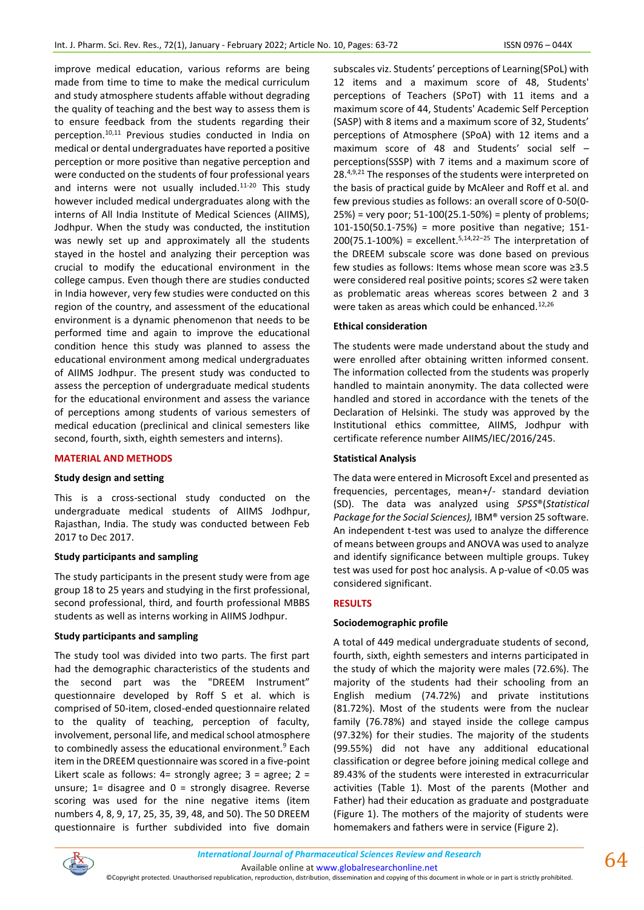improve medical education, various reforms are being made from time to time to make the medical curriculum and study atmosphere students affable without degrading the quality of teaching and the best way to assess them is to ensure feedback from the students regarding their perception.[10,11] Previous studies conducted in India on medical or dental undergraduates have reported a positive perception or more positive than negative perception and were conducted on the students of four professional years and interns were not usually included.[11-20] This study however included medical undergraduates along with the interns of All India Institute of Medical Sciences (AIIMS), Jodhpur. When the study was conducted, the institution was newly set up and approximately all the students stayed in the hostel and analyzing their perception was crucial to modify the educational environment in the college campus. Even though there are studies conducted in India however, very few studies were conducted on this region of the country, and assessment of the educational environment is a dynamic phenomenon that needs to be performed time and again to improve the educational condition hence this study was planned to assess the educational environment among medical undergraduates of AIIMS Jodhpur. The present study was conducted to assess the perception of undergraduate medical students for the educational environment and assess the variance of perceptions among students of various semesters of medical education (preclinical and clinical semesters like second, fourth, sixth, eighth semesters and interns).

## MATERIAL AND METHODS

### Study design and setting

This is a cross-sectional study conducted on the undergraduate medical students of AIIMS Jodhpur, Rajasthan, India. The study was conducted between Feb 2017 to Dec 2017.

### Study participants and sampling

The study participants in the present study were from age group 18 to 25 years and studying in the first professional, second professional, third, and fourth professional MBBS students as well as interns working in AIIMS Jodhpur.

### Study participants and sampling

The study tool was divided into two parts. The first part had the demographic characteristics of the students and the second part was the "DREEM Instrument" questionnaire developed by Roff S et al. which is comprised of 50-item, closed-ended questionnaire related to the quality of teaching, perception of faculty, involvement, personal life, and medical school atmosphere to combinedly assess the educational environment.[9] Each item in the DREEM questionnaire was scored in a five-point Likert scale as follows: 4= strongly agree; 3 = agree; 2 = unsure; 1= disagree and 0 = strongly disagree. Reverse scoring was used for the nine negative items (item numbers 4, 8, 9, 17, 25, 35, 39, 48, and 50). The 50 DREEM questionnaire is further subdivided into five domain subscales viz. Students' perceptions of Learning(SPoL) with 12 items and a maximum score of 48, Students' perceptions of Teachers (SPoT) with 11 items and a maximum score of 44, Students' Academic Self Perception (SASP) with 8 items and a maximum score of 32, Students' perceptions of Atmosphere (SPoA) with 12 items and a maximum score of 48 and Students' social self – perceptions(SSSP) with 7 items and a maximum score of 28.[4,9,21] The responses of the students were interpreted on the basis of practical guide by McAleer and Roff et al. and few previous studies as follows: an overall score of 0-50(0-25%) = very poor; 51-100(25.1-50%) = plenty of problems; 101-150(50.1-75%) = more positive than negative; 151-200(75.1-100%) = excellent.[5,14,22–25] The interpretation of the DREEM subscale score was done based on previous few studies as follows: Items whose mean score was ≥3.5 were considered real positive points; scores ≤2 were taken as problematic areas whereas scores between 2 and 3 were taken as areas which could be enhanced.[12,26]

### Ethical consideration

The students were made understand about the study and were enrolled after obtaining written informed consent. The information collected from the students was properly handled to maintain anonymity. The data collected were handled and stored in accordance with the tenets of the Declaration of Helsinki. The study was approved by the Institutional ethics committee, AIIMS, Jodhpur with certificate reference number AIIMS/IEC/2016/245.

### Statistical Analysis

The data were entered in Microsoft Excel and presented as frequencies, percentages, mean+/- standard deviation (SD). The data was analyzed using *SPSS*®(*Statistical Package for the Social Sciences),* IBM® version 25 software. An independent t-test was used to analyze the difference of means between groups and ANOVA was used to analyze and identify significance between multiple groups. Tukey test was used for post hoc analysis. A p-value of <0.05 was considered significant.

## RESULTS

### Sociodemographic profile

A total of 449 medical undergraduate students of second, fourth, sixth, eighth semesters and interns participated in the study of which the majority were males (72.6%). The majority of the students had their schooling from an English medium (74.72%) and private institutions (81.72%). Most of the students were from the nuclear family (76.78%) and stayed inside the college campus (97.32%) for their studies. The majority of the students (99.55%) did not have any additional educational classification or degree before joining medical college and 89.43% of the students were interested in extracurricular activities (Table 1). Most of the parents (Mother and Father) had their education as graduate and postgraduate (Figure 1). The mothers of the majority of students were homemakers and fathers were in service (Figure 2).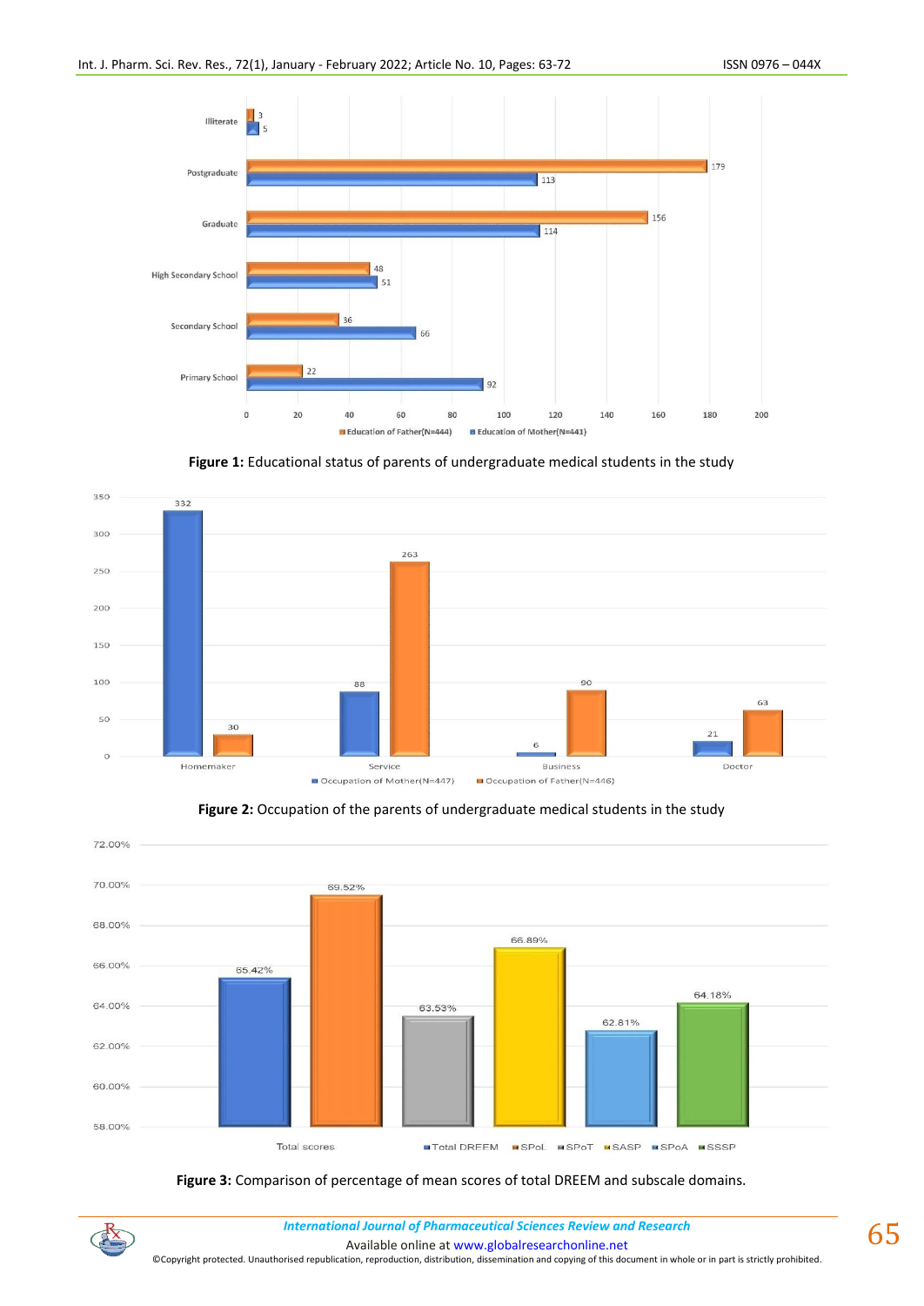**Figure 1:** Educational status of parents of undergraduate medical students in the study

**Figure 2:** Occupation of the parents of undergraduate medical students in the study

**Figure 3:** Comparison of percentage of mean scores of total DREEM and subscale domains.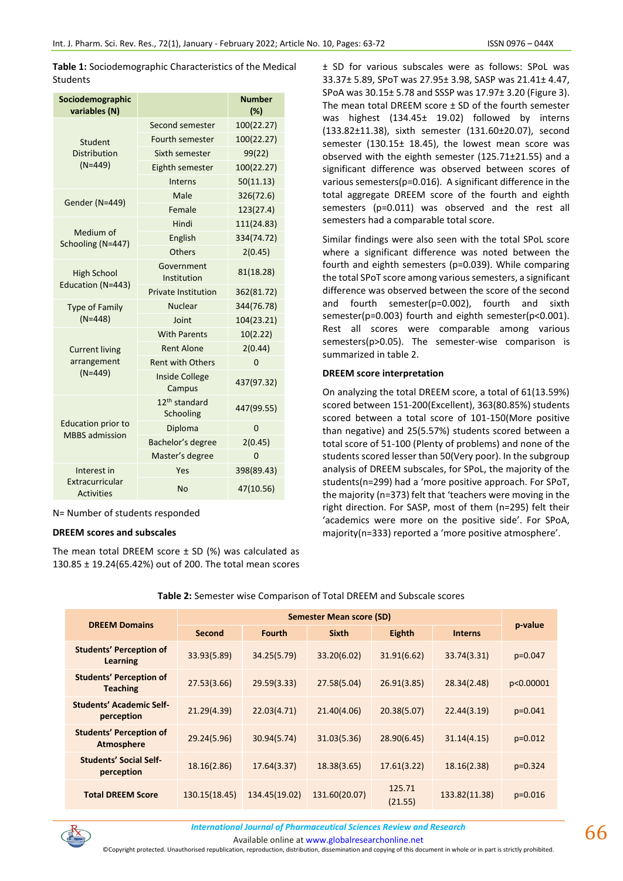**Table 1:** Sociodemographic Characteristics of the Medical Students

| Sociodemographic variables (N) | | Number (%) |
|---|---|---|
| Student Distribution (N=449) | Second semester | 100(22.27) |
| | Fourth semester | 100(22.27) |
| | Sixth semester | 99(22) |
| | Eighth semester | 100(22.27) |
| | Interns | 50(11.13) |
| Gender (N=449) | Male | 326(72.6) |
| | Female | 123(27.4) |
| Medium of Schooling (N=447) | Hindi | 111(24.83) |
| | English | 334(74.72) |
| | Others | 2(0.45) |
| High School Education (N=443) | Government Institution | 81(18.28) |
| | Private Institution | 362(81.72) |
| Type of Family (N=448) | Nuclear | 344(76.78) |
| | Joint | 104(23.21) |
| Current living arrangement (N=449) | With Parents | 10(2.22) |
| | Rent Alone | 2(0.44) |
| | Rent with Others | 0 |
| | Inside College Campus | 437(97.32) |
| Education prior to MBBS admission | 12th standard Schooling | 447(99.55) |
| | Diploma | 0 |
| | Bachelor's degree | 2(0.45) |
| | Master's degree | 0 |
| Interest in Extracurricular Activities | Yes | 398(89.43) |
| | No | 47(10.56) |

N= Number of students responded

**DREEM scores and subscales**

The mean total DREEM score ± SD (%) was calculated as 130.85 ± 19.24(65.42%) out of 200. The total mean scores ± SD for various subscales were as follows: SPoL was 33.37± 5.89, SPoT was 27.95± 3.98, SASP was 21.41± 4.47, SPoA was 30.15± 5.78 and SSSP was 17.97± 3.20 (Figure 3). The mean total DREEM score ± SD of the fourth semester was highest (134.45± 19.02) followed by interns (133.82±11.38), sixth semester (131.60±20.07), second semester (130.15± 18.45), the lowest mean score was observed with the eighth semester (125.71±21.55) and a significant difference was observed between scores of various semesters(p=0.016). A significant difference in the total aggregate DREEM score of the fourth and eighth semesters (p=0.011) was observed and the rest all semesters had a comparable total score.

Similar findings were also seen with the total SPoL score where a significant difference was noted between the fourth and eighth semesters (p=0.039). While comparing the total SPoT score among various semesters, a significant difference was observed between the score of the second and fourth semester(p=0.002), fourth and sixth semester(p=0.003) fourth and eighth semester(p<0.001). Rest all scores were comparable among various semesters(p>0.05). The semester-wise comparison is summarized in table 2.

**DREEM score interpretation**

On analyzing the total DREEM score, a total of 61(13.59%) scored between 151-200(Excellent), 363(80.85%) students scored between a total score of 101-150(More positive than negative) and 25(5.57%) students scored between a total score of 51-100 (Plenty of problems) and none of the students scored lesser than 50(Very poor). In the subgroup analysis of DREEM subscales, for SPoL, the majority of the students(n=299) had a 'more positive approach. For SPoT, the majority (n=373) felt that 'teachers were moving in the right direction. For SASP, most of them (n=295) felt their 'academics were more on the positive side'. For SPoA, majority(n=333) reported a 'more positive atmosphere'.

**Table 2:** Semester wise Comparison of Total DREEM and Subscale scores

| DREEM Domains | Semester Mean score (SD) | | | | | p-value |
|---|---|---|---|---|---|---|
| | Second | Fourth | Sixth | Eighth | Interns | |
| Students' Perception of Learning | 33.93(5.89) | 34.25(5.79) | 33.20(6.02) | 31.91(6.62) | 33.74(3.31) | p=0.047 |
| Students' Perception of Teaching | 27.53(3.66) | 29.59(3.33) | 27.58(5.04) | 26.91(3.85) | 28.34(2.48) | p<0.00001 |
| Students' Academic Self-perception | 21.29(4.39) | 22.03(4.71) | 21.40(4.06) | 20.38(5.07) | 22.44(3.19) | p=0.041 |
| Students' Perception of Atmosphere | 29.24(5.96) | 30.94(5.74) | 31.03(5.36) | 28.90(6.45) | 31.14(4.15) | p=0.012 |
| Students' Social Self-perception | 18.16(2.86) | 17.64(3.37) | 18.38(3.65) | 17.61(3.22) | 18.16(2.38) | p=0.324 |
| Total DREEM Score | 130.15(18.45) | 134.45(19.02) | 131.60(20.07) | 125.71 (21.55) | 133.82(11.38) | p=0.016 |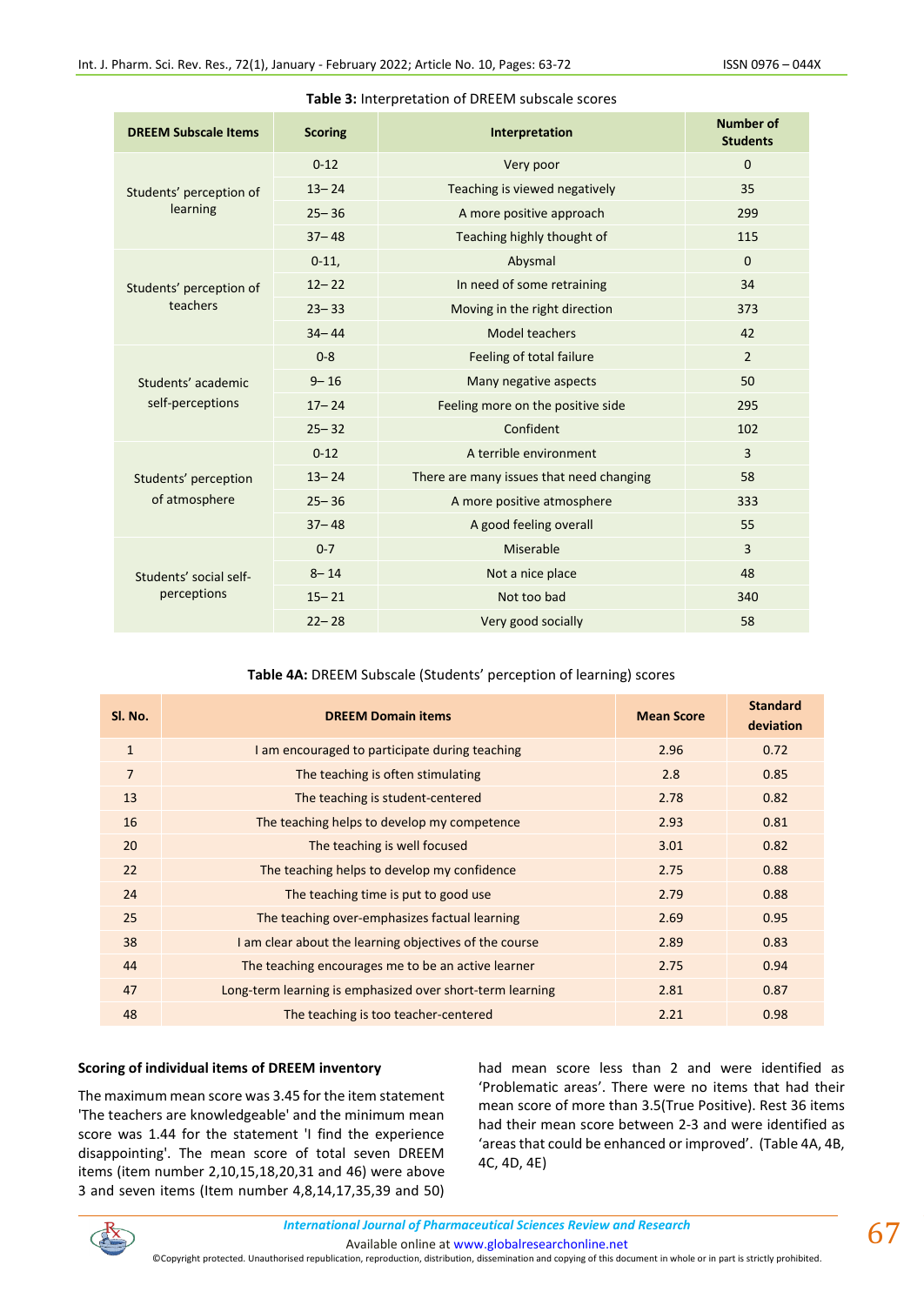**Table 3:** Interpretation of DREEM subscale scores

| DREEM Subscale Items | Scoring | Interpretation | Number of Students |
|---|---|---|---|
| Students' perception of learning | 0-12 | Very poor | 0 |
| | 13– 24 | Teaching is viewed negatively | 35 |
| | 25– 36 | A more positive approach | 299 |
| | 37– 48 | Teaching highly thought of | 115 |
| Students' perception of teachers | 0-11, | Abysmal | 0 |
| | 12– 22 | In need of some retraining | 34 |
| | 23– 33 | Moving in the right direction | 373 |
| | 34– 44 | Model teachers | 42 |
| Students' academic self-perceptions | 0-8 | Feeling of total failure | 2 |
| | 9– 16 | Many negative aspects | 50 |
| | 17– 24 | Feeling more on the positive side | 295 |
| | 25– 32 | Confident | 102 |
| Students' perception of atmosphere | 0-12 | A terrible environment | 3 |
| | 13– 24 | There are many issues that need changing | 58 |
| | 25– 36 | A more positive atmosphere | 333 |
| | 37– 48 | A good feeling overall | 55 |
| Students' social self-perceptions | 0-7 | Miserable | 3 |
| | 8– 14 | Not a nice place | 48 |
| | 15– 21 | Not too bad | 340 |
| | 22– 28 | Very good socially | 58 |

**Table 4A:** DREEM Subscale (Students' perception of learning) scores

| Sl. No. | DREEM Domain items | Mean Score | Standard deviation |
|---|---|---|---|
| 1 | I am encouraged to participate during teaching | 2.96 | 0.72 |
| 7 | The teaching is often stimulating | 2.8 | 0.85 |
| 13 | The teaching is student-centered | 2.78 | 0.82 |
| 16 | The teaching helps to develop my competence | 2.93 | 0.81 |
| 20 | The teaching is well focused | 3.01 | 0.82 |
| 22 | The teaching helps to develop my confidence | 2.75 | 0.88 |
| 24 | The teaching time is put to good use | 2.79 | 0.88 |
| 25 | The teaching over-emphasizes factual learning | 2.69 | 0.95 |
| 38 | I am clear about the learning objectives of the course | 2.89 | 0.83 |
| 44 | The teaching encourages me to be an active learner | 2.75 | 0.94 |
| 47 | Long-term learning is emphasized over short-term learning | 2.81 | 0.87 |
| 48 | The teaching is too teacher-centered | 2.21 | 0.98 |

### Scoring of individual items of DREEM inventory

The maximum mean score was 3.45 for the item statement 'The teachers are knowledgeable' and the minimum mean score was 1.44 for the statement 'I find the experience disappointing'. The mean score of total seven DREEM items (item number 2,10,15,18,20,31 and 46) were above 3 and seven items (Item number 4,8,14,17,35,39 and 50) had mean score less than 2 and were identified as 'Problematic areas'. There were no items that had their mean score of more than 3.5(True Positive). Rest 36 items had their mean score between 2-3 and were identified as 'areas that could be enhanced or improved'. (Table 4A, 4B, 4C, 4D, 4E)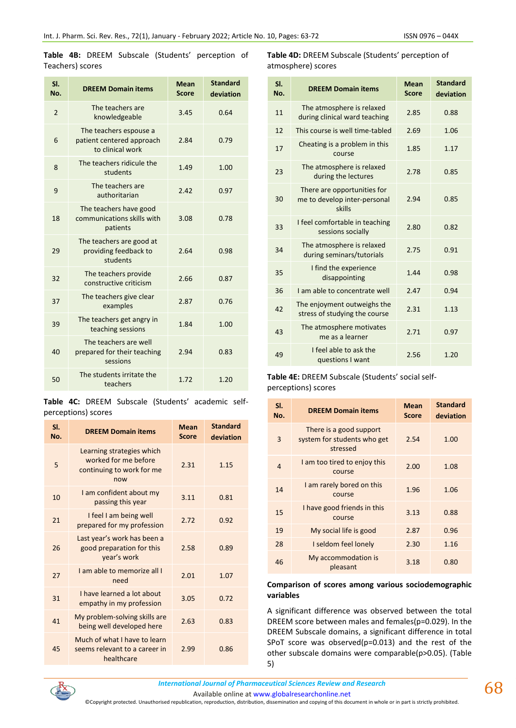**Table 4B:** DREEM Subscale (Students' perception of Teachers) scores

| Sl. No. | DREEM Domain items | Mean Score | Standard deviation |
|---|---|---|---|
| 2 | The teachers are knowledgeable | 3.45 | 0.64 |
| 6 | The teachers espouse a patient centered approach to clinical work | 2.84 | 0.79 |
| 8 | The teachers ridicule the students | 1.49 | 1.00 |
| 9 | The teachers are authoritarian | 2.42 | 0.97 |
| 18 | The teachers have good communications skills with patients | 3.08 | 0.78 |
| 29 | The teachers are good at providing feedback to students | 2.64 | 0.98 |
| 32 | The teachers provide constructive criticism | 2.66 | 0.87 |
| 37 | The teachers give clear examples | 2.87 | 0.76 |
| 39 | The teachers get angry in teaching sessions | 1.84 | 1.00 |
| 40 | The teachers are well prepared for their teaching sessions | 2.94 | 0.83 |
| 50 | The students irritate the teachers | 1.72 | 1.20 |

**Table 4C:** DREEM Subscale (Students' academic self-perceptions) scores

| Sl. No. | DREEM Domain items | Mean Score | Standard deviation |
|---|---|---|---|
| 5 | Learning strategies which worked for me before continuing to work for me now | 2.31 | 1.15 |
| 10 | I am confident about my passing this year | 3.11 | 0.81 |
| 21 | I feel I am being well prepared for my profession | 2.72 | 0.92 |
| 26 | Last year's work has been a good preparation for this year's work | 2.58 | 0.89 |
| 27 | I am able to memorize all I need | 2.01 | 1.07 |
| 31 | I have learned a lot about empathy in my profession | 3.05 | 0.72 |
| 41 | My problem-solving skills are being well developed here | 2.63 | 0.83 |
| 45 | Much of what I have to learn seems relevant to a career in healthcare | 2.99 | 0.86 |

**Table 4D:** DREEM Subscale (Students' perception of atmosphere) scores

| Sl. No. | DREEM Domain items | Mean Score | Standard deviation |
|---|---|---|---|
| 11 | The atmosphere is relaxed during clinical ward teaching | 2.85 | 0.88 |
| 12 | This course is well time-tabled | 2.69 | 1.06 |
| 17 | Cheating is a problem in this course | 1.85 | 1.17 |
| 23 | The atmosphere is relaxed during the lectures | 2.78 | 0.85 |
| 30 | There are opportunities for me to develop inter-personal skills | 2.94 | 0.85 |
| 33 | I feel comfortable in teaching sessions socially | 2.80 | 0.82 |
| 34 | The atmosphere is relaxed during seminars/tutorials | 2.75 | 0.91 |
| 35 | I find the experience disappointing | 1.44 | 0.98 |
| 36 | I am able to concentrate well | 2.47 | 0.94 |
| 42 | The enjoyment outweighs the stress of studying the course | 2.31 | 1.13 |
| 43 | The atmosphere motivates me as a learner | 2.71 | 0.97 |
| 49 | I feel able to ask the questions I want | 2.56 | 1.20 |

**Table 4E:** DREEM Subscale (Students' social self-perceptions) scores

| Sl. No. | DREEM Domain items | Mean Score | Standard deviation |
|---|---|---|---|
| 3 | There is a good support system for students who get stressed | 2.54 | 1.00 |
| 4 | I am too tired to enjoy this course | 2.00 | 1.08 |
| 14 | I am rarely bored on this course | 1.96 | 1.06 |
| 15 | I have good friends in this course | 3.13 | 0.88 |
| 19 | My social life is good | 2.87 | 0.96 |
| 28 | I seldom feel lonely | 2.30 | 1.16 |
| 46 | My accommodation is pleasant | 3.18 | 0.80 |

**Comparison of scores among various sociodemographic variables**

A significant difference was observed between the total DREEM score between males and females($p$=0.029). In the DREEM Subscale domains, a significant difference in total SPoT score was observed($p$=0.013) and the rest of the other subscale domains were comparable($p$>0.05). (Table 5)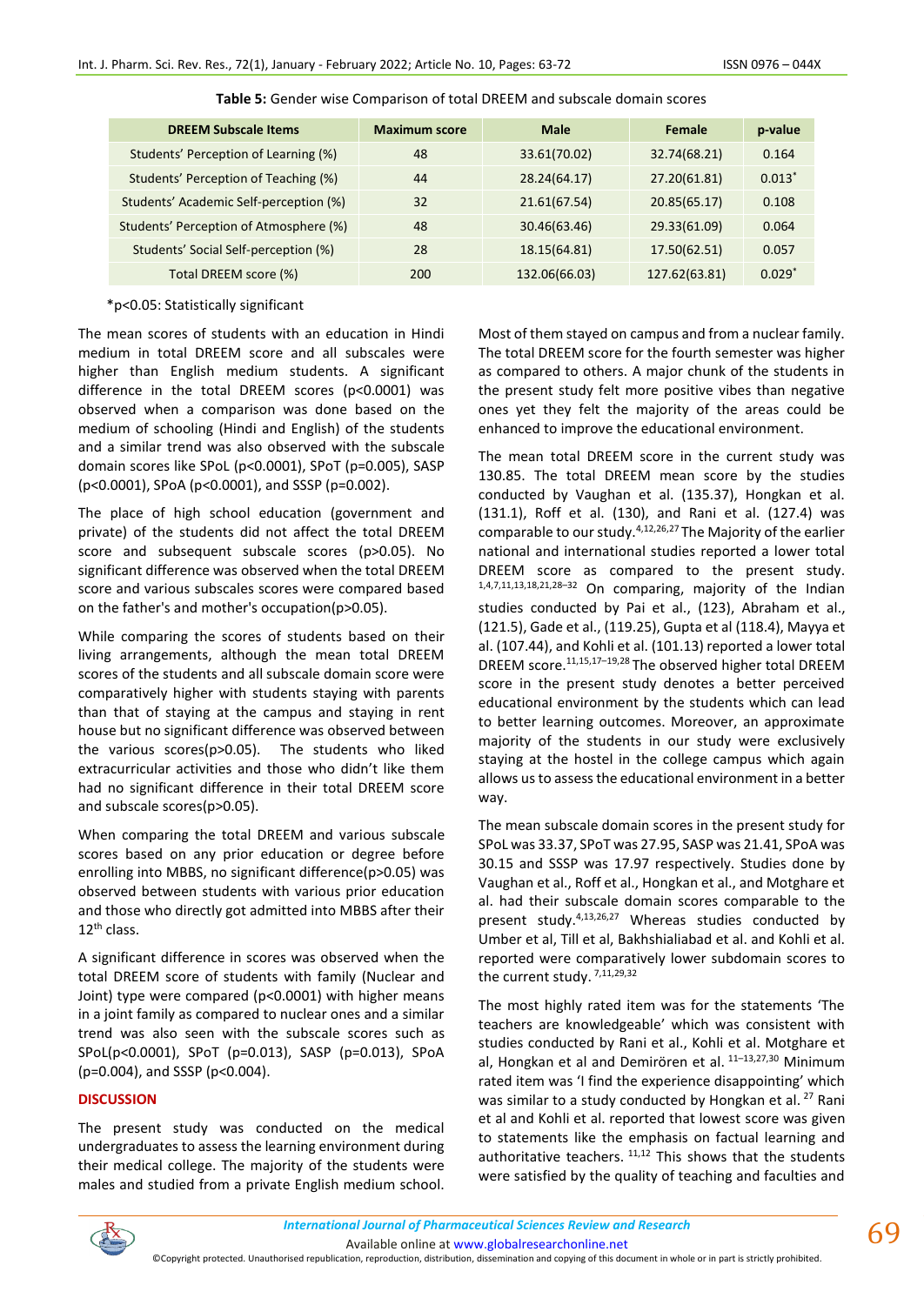**Table 5:** Gender wise Comparison of total DREEM and subscale domain scores

| DREEM Subscale Items | Maximum score | Male | Female | p-value |
|---|---|---|---|---|
| Students' Perception of Learning (%) | 48 | 33.61(70.02) | 32.74(68.21) | 0.164 |
| Students' Perception of Teaching (%) | 44 | 28.24(64.17) | 27.20(61.81) | 0.013* |
| Students' Academic Self-perception (%) | 32 | 21.61(67.54) | 20.85(65.17) | 0.108 |
| Students' Perception of Atmosphere (%) | 48 | 30.46(63.46) | 29.33(61.09) | 0.064 |
| Students' Social Self-perception (%) | 28 | 18.15(64.81) | 17.50(62.51) | 0.057 |
| Total DREEM score (%) | 200 | 132.06(66.03) | 127.62(63.81) | 0.029* |

*p<0.05: Statistically significant

The mean scores of students with an education in Hindi medium in total DREEM score and all subscales were higher than English medium students. A significant difference in the total DREEM scores (p<0.0001) was observed when a comparison was done based on the medium of schooling (Hindi and English) of the students and a similar trend was also observed with the subscale domain scores like SPoL (p<0.0001), SPoT (p=0.005), SASP (p<0.0001), SPoA (p<0.0001), and SSSP (p=0.002).

The place of high school education (government and private) of the students did not affect the total DREEM score and subsequent subscale scores (p>0.05). No significant difference was observed when the total DREEM score and various subscales scores were compared based on the father's and mother's occupation(p>0.05).

While comparing the scores of students based on their living arrangements, although the mean total DREEM scores of the students and all subscale domain score were comparatively higher with students staying with parents than that of staying at the campus and staying in rent house but no significant difference was observed between the various scores(p>0.05). The students who liked extracurricular activities and those who didn't like them had no significant difference in their total DREEM score and subscale scores(p>0.05).

When comparing the total DREEM and various subscale scores based on any prior education or degree before enrolling into MBBS, no significant difference(p>0.05) was observed between students with various prior education and those who directly got admitted into MBBS after their 12th class.

A significant difference in scores was observed when the total DREEM score of students with family (Nuclear and Joint) type were compared (p<0.0001) with higher means in a joint family as compared to nuclear ones and a similar trend was also seen with the subscale scores such as SPoL(p<0.0001), SPoT (p=0.013), SASP (p=0.013), SPoA (p=0.004), and SSSP (p<0.004).

## DISCUSSION

The present study was conducted on the medical undergraduates to assess the learning environment during their medical college. The majority of the students were males and studied from a private English medium school. Most of them stayed on campus and from a nuclear family. The total DREEM score for the fourth semester was higher as compared to others. A major chunk of the students in the present study felt more positive vibes than negative ones yet they felt the majority of the areas could be enhanced to improve the educational environment.

The mean total DREEM score in the current study was 130.85. The total DREEM mean score by the studies conducted by Vaughan et al. (135.37), Hongkan et al. (131.1), Roff et al. (130), and Rani et al. (127.4) was comparable to our study.[4,12,26,27] The Majority of the earlier national and international studies reported a lower total DREEM score as compared to the present study.[1,4,7,11,13,18,21,28–32] On comparing, majority of the Indian studies conducted by Pai et al., (123), Abraham et al., (121.5), Gade et al., (119.25), Gupta et al (118.4), Mayya et al. (107.44), and Kohli et al. (101.13) reported a lower total DREEM score.[11,15,17–19,28] The observed higher total DREEM score in the present study denotes a better perceived educational environment by the students which can lead to better learning outcomes. Moreover, an approximate majority of the students in our study were exclusively staying at the hostel in the college campus which again allows us to assess the educational environment in a better way.

The mean subscale domain scores in the present study for SPoL was 33.37, SPoT was 27.95, SASP was 21.41, SPoA was 30.15 and SSSP was 17.97 respectively. Studies done by Vaughan et al., Roff et al., Hongkan et al., and Motghare et al. had their subscale domain scores comparable to the present study.[4,13,26,27] Whereas studies conducted by Umber et al, Till et al, Bakhshialiabad et al. and Kohli et al. reported were comparatively lower subdomain scores to the current study.[7,11,29,32]

The most highly rated item was for the statements 'The teachers are knowledgeable' which was consistent with studies conducted by Rani et al., Kohli et al. Motghare et al, Hongkan et al and Demirören et al.[11–13,27,30] Minimum rated item was 'I find the experience disappointing' which was similar to a study conducted by Hongkan et al.[27] Rani et al and Kohli et al. reported that lowest score was given to statements like the emphasis on factual learning and authoritative teachers.[11,12] This shows that the students were satisfied by the quality of teaching and faculties and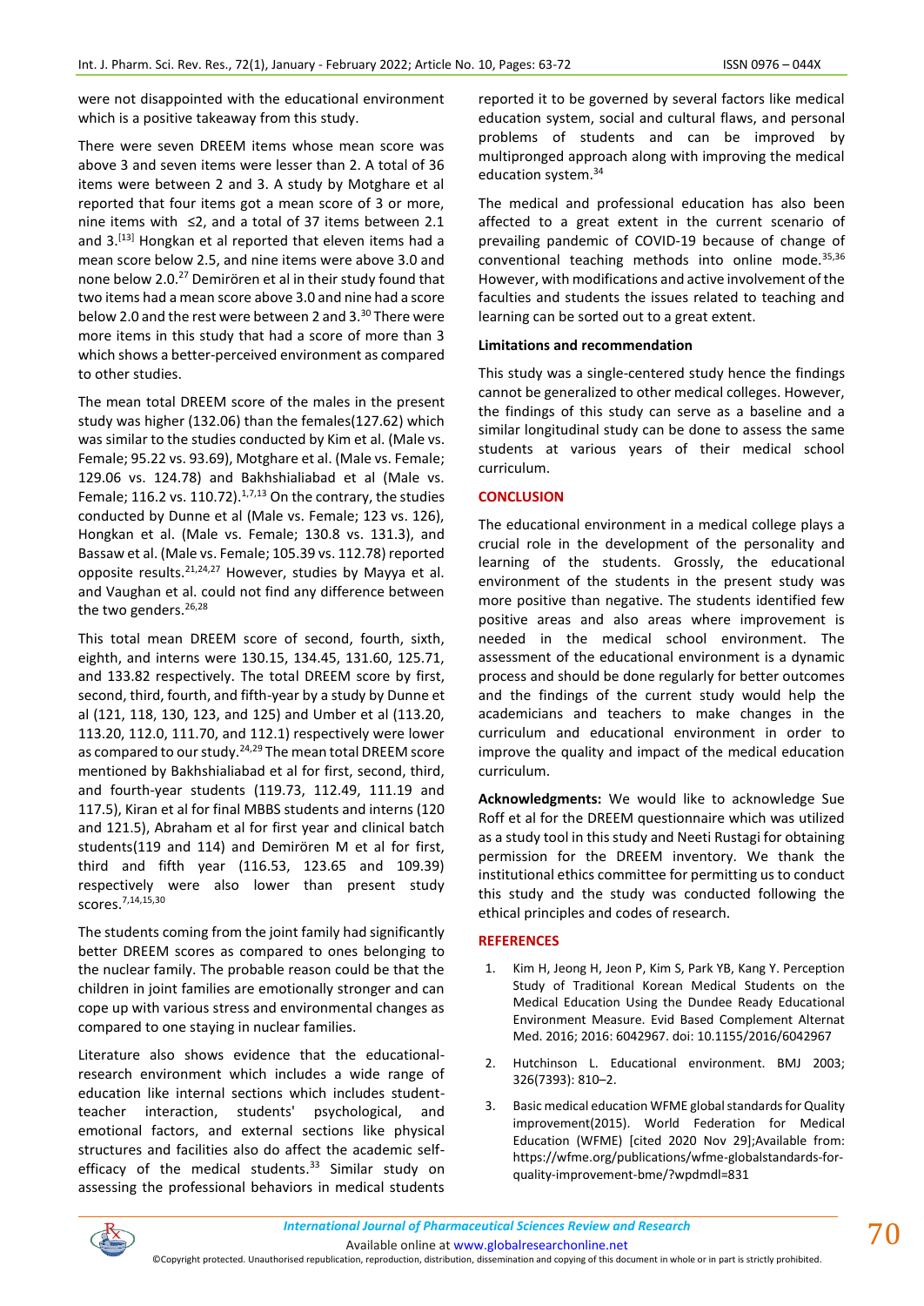were not disappointed with the educational environment which is a positive takeaway from this study.

There were seven DREEM items whose mean score was above 3 and seven items were lesser than 2. A total of 36 items were between 2 and 3. A study by Motghare et al reported that four items got a mean score of 3 or more, nine items with ≤2, and a total of 37 items between 2.1 and 3.[13] Hongkan et al reported that eleven items had a mean score below 2.5, and nine items were above 3.0 and none below 2.0.[27] Demirören et al in their study found that two items had a mean score above 3.0 and nine had a score below 2.0 and the rest were between 2 and 3.[30] There were more items in this study that had a score of more than 3 which shows a better-perceived environment as compared to other studies.

The mean total DREEM score of the males in the present study was higher (132.06) than the females(127.62) which was similar to the studies conducted by Kim et al. (Male vs. Female; 95.22 vs. 93.69), Motghare et al. (Male vs. Female; 129.06 vs. 124.78) and Bakhshialiabad et al (Male vs. Female; 116.2 vs. 110.72).[1,7,13] On the contrary, the studies conducted by Dunne et al (Male vs. Female; 123 vs. 126), Hongkan et al. (Male vs. Female; 130.8 vs. 131.3), and Bassaw et al. (Male vs. Female; 105.39 vs. 112.78) reported opposite results.[21,24,27] However, studies by Mayya et al. and Vaughan et al. could not find any difference between the two genders.[26,28]

This total mean DREEM score of second, fourth, sixth, eighth, and interns were 130.15, 134.45, 131.60, 125.71, and 133.82 respectively. The total DREEM score by first, second, third, fourth, and fifth-year by a study by Dunne et al (121, 118, 130, 123, and 125) and Umber et al (113.20, 113.20, 112.0, 111.70, and 112.1) respectively were lower as compared to our study.[24,29] The mean total DREEM score mentioned by Bakhshialiabad et al for first, second, third, and fourth-year students (119.73, 112.49, 111.19 and 117.5), Kiran et al for final MBBS students and interns (120 and 121.5), Abraham et al for first year and clinical batch students(119 and 114) and Demirören M et al for first, third and fifth year (116.53, 123.65 and 109.39) respectively were also lower than present study scores.[7,14,15,30]

The students coming from the joint family had significantly better DREEM scores as compared to ones belonging to the nuclear family. The probable reason could be that the children in joint families are emotionally stronger and can cope up with various stress and environmental changes as compared to one staying in nuclear families.

Literature also shows evidence that the educational-research environment which includes a wide range of education like internal sections which includes student-teacher interaction, students' psychological, and emotional factors, and external sections like physical structures and facilities also do affect the academic self-efficacy of the medical students.[33] Similar study on assessing the professional behaviors in medical students reported it to be governed by several factors like medical education system, social and cultural flaws, and personal problems of students and can be improved by multipronged approach along with improving the medical education system.[34]

The medical and professional education has also been affected to a great extent in the current scenario of prevailing pandemic of COVID-19 because of change of conventional teaching methods into online mode.[35,36] However, with modifications and active involvement of the faculties and students the issues related to teaching and learning can be sorted out to a great extent.

**Limitations and recommendation**

This study was a single-centered study hence the findings cannot be generalized to other medical colleges. However, the findings of this study can serve as a baseline and a similar longitudinal study can be done to assess the same students at various years of their medical school curriculum.

## CONCLUSION

The educational environment in a medical college plays a crucial role in the development of the personality and learning of the students. Grossly, the educational environment of the students in the present study was more positive than negative. The students identified few positive areas and also areas where improvement is needed in the medical school environment. The assessment of the educational environment is a dynamic process and should be done regularly for better outcomes and the findings of the current study would help the academicians and teachers to make changes in the curriculum and educational environment in order to improve the quality and impact of the medical education curriculum.

**Acknowledgments:** We would like to acknowledge Sue Roff et al for the DREEM questionnaire which was utilized as a study tool in this study and Neeti Rustagi for obtaining permission for the DREEM inventory. We thank the institutional ethics committee for permitting us to conduct this study and the study was conducted following the ethical principles and codes of research.

## REFERENCES

1. Kim H, Jeong H, Jeon P, Kim S, Park YB, Kang Y. Perception Study of Traditional Korean Medical Students on the Medical Education Using the Dundee Ready Educational Environment Measure. Evid Based Complement Alternat Med. 2016; 2016: 6042967. doi: 10.1155/2016/6042967
2. Hutchinson L. Educational environment. BMJ 2003; 326(7393): 810–2.
3. Basic medical education WFME global standards for Quality improvement(2015). World Federation for Medical Education (WFME) [cited 2020 Nov 29];Available from: https://wfme.org/publications/wfme-globalstandards-for-quality-improvement-bme/?wpdmdl=831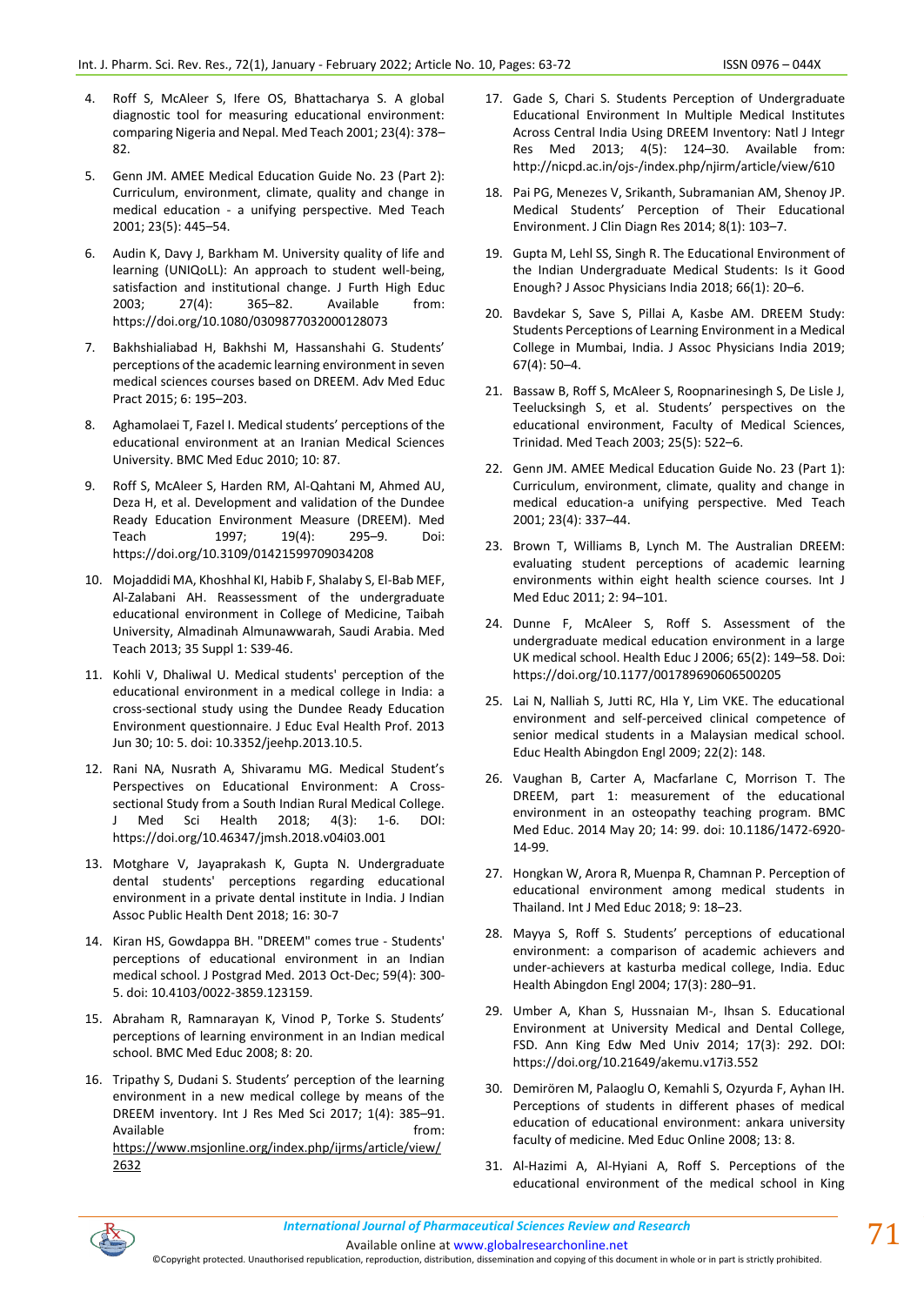4. Roff S, McAleer S, Ifere OS, Bhattacharya S. A global diagnostic tool for measuring educational environment: comparing Nigeria and Nepal. Med Teach 2001; 23(4): 378–82.

5. Genn JM. AMEE Medical Education Guide No. 23 (Part 2): Curriculum, environment, climate, quality and change in medical education - a unifying perspective. Med Teach 2001; 23(5): 445–54.

6. Audin K, Davy J, Barkham M. University quality of life and learning (UNIQoLL): An approach to student well-being, satisfaction and institutional change. J Furth High Educ 2003; 27(4): 365–82. Available from: https://doi.org/10.1080/0309877032000128073

7. Bakhshialiabad H, Bakhshi M, Hassanshahi G. Students' perceptions of the academic learning environment in seven medical sciences courses based on DREEM. Adv Med Educ Pract 2015; 6: 195–203.

8. Aghamolaei T, Fazel I. Medical students' perceptions of the educational environment at an Iranian Medical Sciences University. BMC Med Educ 2010; 10: 87.

9. Roff S, McAleer S, Harden RM, Al-Qahtani M, Ahmed AU, Deza H, et al. Development and validation of the Dundee Ready Education Environment Measure (DREEM). Med Teach 1997; 19(4): 295–9. Doi: https://doi.org/10.3109/01421599709034208

10. Mojaddidi MA, Khoshhal KI, Habib F, Shalaby S, El-Bab MEF, Al-Zalabani AH. Reassessment of the undergraduate educational environment in College of Medicine, Taibah University, Almadinah Almunawwarah, Saudi Arabia. Med Teach 2013; 35 Suppl 1: S39-46.

11. Kohli V, Dhaliwal U. Medical students' perception of the educational environment in a medical college in India: a cross-sectional study using the Dundee Ready Education Environment questionnaire. J Educ Eval Health Prof. 2013 Jun 30; 10: 5. doi: 10.3352/jeehp.2013.10.5.

12. Rani NA, Nusrath A, Shivaramu MG. Medical Student's Perspectives on Educational Environment: A Cross-sectional Study from a South Indian Rural Medical College. J Med Sci Health 2018; 4(3): 1-6. DOI: https://doi.org/10.46347/jmsh.2018.v04i03.001

13. Motghare V, Jayaprakash K, Gupta N. Undergraduate dental students' perceptions regarding educational environment in a private dental institute in India. J Indian Assoc Public Health Dent 2018; 16: 30-7

14. Kiran HS, Gowdappa BH. "DREEM" comes true - Students' perceptions of educational environment in an Indian medical school. J Postgrad Med. 2013 Oct-Dec; 59(4): 300-5. doi: 10.4103/0022-3859.123159.

15. Abraham R, Ramnarayan K, Vinod P, Torke S. Students' perceptions of learning environment in an Indian medical school. BMC Med Educ 2008; 8: 20.

16. Tripathy S, Dudani S. Students' perception of the learning environment in a new medical college by means of the DREEM inventory. Int J Res Med Sci 2017; 1(4): 385–91. Available from: https://www.msjonline.org/index.php/ijrms/article/view/2632

17. Gade S, Chari S. Students Perception of Undergraduate Educational Environment In Multiple Medical Institutes Across Central India Using DREEM Inventory: Natl J Integr Res Med 2013; 4(5): 124–30. Available from: http://nicpd.ac.in/ojs-/index.php/njirm/article/view/610

18. Pai PG, Menezes V, Srikanth, Subramanian AM, Shenoy JP. Medical Students' Perception of Their Educational Environment. J Clin Diagn Res 2014; 8(1): 103–7.

19. Gupta M, Lehl SS, Singh R. The Educational Environment of the Indian Undergraduate Medical Students: Is it Good Enough? J Assoc Physicians India 2018; 66(1): 20–6.

20. Bavdekar S, Save S, Pillai A, Kasbe AM. DREEM Study: Students Perceptions of Learning Environment in a Medical College in Mumbai, India. J Assoc Physicians India 2019; 67(4): 50–4.

21. Bassaw B, Roff S, McAleer S, Roopnarinesingh S, De Lisle J, Teelucksingh S, et al. Students' perspectives on the educational environment, Faculty of Medical Sciences, Trinidad. Med Teach 2003; 25(5): 522–6.

22. Genn JM. AMEE Medical Education Guide No. 23 (Part 1): Curriculum, environment, climate, quality and change in medical education-a unifying perspective. Med Teach 2001; 23(4): 337–44.

23. Brown T, Williams B, Lynch M. The Australian DREEM: evaluating student perceptions of academic learning environments within eight health science courses. Int J Med Educ 2011; 2: 94–101.

24. Dunne F, McAleer S, Roff S. Assessment of the undergraduate medical education environment in a large UK medical school. Health Educ J 2006; 65(2): 149–58. Doi: https://doi.org/10.1177/001789690606500205

25. Lai N, Nalliah S, Jutti RC, Hla Y, Lim VKE. The educational environment and self-perceived clinical competence of senior medical students in a Malaysian medical school. Educ Health Abingdon Engl 2009; 22(2): 148.

26. Vaughan B, Carter A, Macfarlane C, Morrison T. The DREEM, part 1: measurement of the educational environment in an osteopathy teaching program. BMC Med Educ. 2014 May 20; 14: 99. doi: 10.1186/1472-6920-14-99.

27. Hongkan W, Arora R, Muenpa R, Chamnan P. Perception of educational environment among medical students in Thailand. Int J Med Educ 2018; 9: 18–23.

28. Mayya S, Roff S. Students' perceptions of educational environment: a comparison of academic achievers and under-achievers at kasturba medical college, India. Educ Health Abingdon Engl 2004; 17(3): 280–91.

29. Umber A, Khan S, Hussnaian M-, Ihsan S. Educational Environment at University Medical and Dental College, FSD. Ann King Edw Med Univ 2014; 17(3): 292. DOI: https://doi.org/10.21649/akemu.v17i3.552

30. Demirören M, Palaoglu O, Kemahli S, Ozyurda F, Ayhan IH. Perceptions of students in different phases of medical education of educational environment: ankara university faculty of medicine. Med Educ Online 2008; 13: 8.

31. Al-Hazimi A, Al-Hyiani A, Roff S. Perceptions of the educational environment of the medical school in King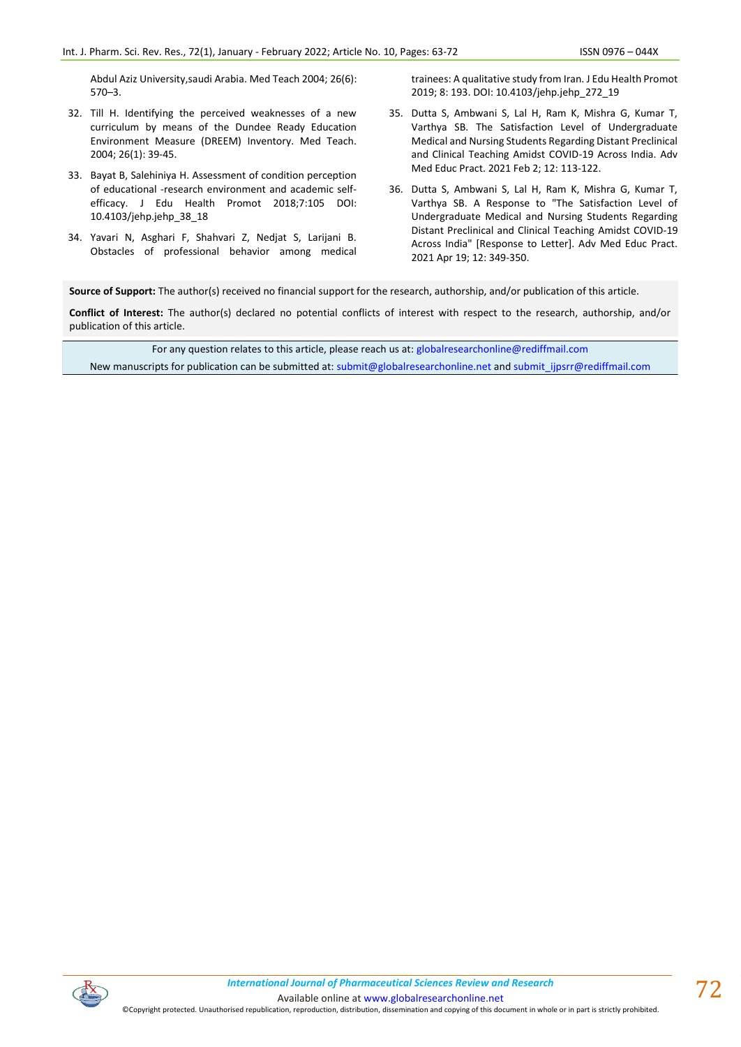Abdul Aziz University,saudi Arabia. Med Teach 2004; 26(6): 570–3.

32. Till H. Identifying the perceived weaknesses of a new curriculum by means of the Dundee Ready Education Environment Measure (DREEM) Inventory. Med Teach. 2004; 26(1): 39-45.

33. Bayat B, Salehiniya H. Assessment of condition perception of educational -research environment and academic self-efficacy. J Edu Health Promot 2018;7:105 DOI: 10.4103/jehp.jehp_38_18

34. Yavari N, Asghari F, Shahvari Z, Nedjat S, Larijani B. Obstacles of professional behavior among medical trainees: A qualitative study from Iran. J Edu Health Promot 2019; 8: 193. DOI: 10.4103/jehp.jehp_272_19

35. Dutta S, Ambwani S, Lal H, Ram K, Mishra G, Kumar T, Varthya SB. The Satisfaction Level of Undergraduate Medical and Nursing Students Regarding Distant Preclinical and Clinical Teaching Amidst COVID-19 Across India. Adv Med Educ Pract. 2021 Feb 2; 12: 113-122.

36. Dutta S, Ambwani S, Lal H, Ram K, Mishra G, Kumar T, Varthya SB. A Response to "The Satisfaction Level of Undergraduate Medical and Nursing Students Regarding Distant Preclinical and Clinical Teaching Amidst COVID-19 Across India" [Response to Letter]. Adv Med Educ Pract. 2021 Apr 19; 12: 349-350.

**Source of Support:** The author(s) received no financial support for the research, authorship, and/or publication of this article.

**Conflict of Interest:** The author(s) declared no potential conflicts of interest with respect to the research, authorship, and/or publication of this article.

For any question relates to this article, please reach us at: globalresearchonline@rediffmail.com

New manuscripts for publication can be submitted at: submit@globalresearchonline.net and submit_ijpsrr@rediffmail.com